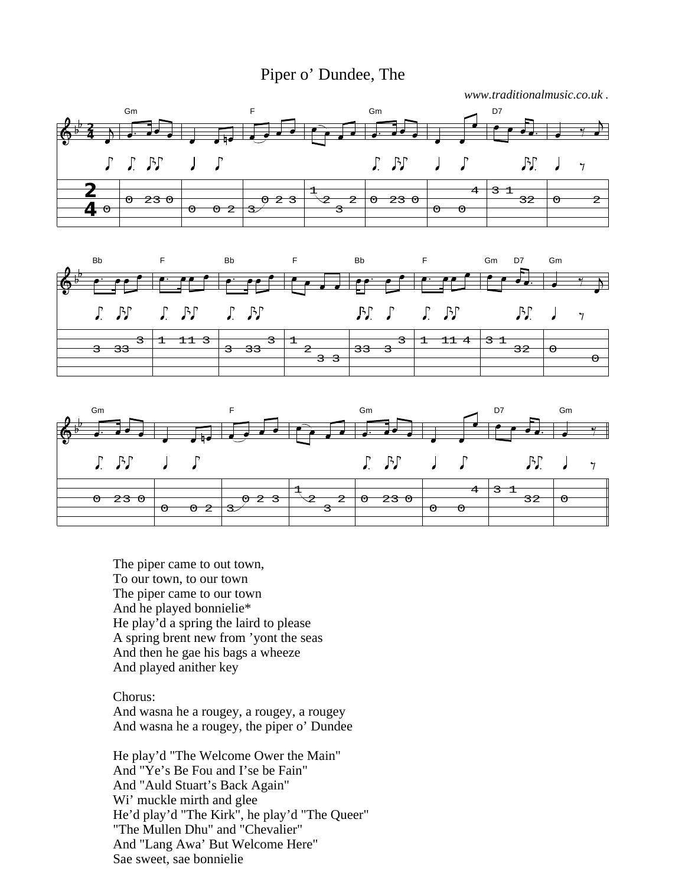# Piper o' Dundee, The

*www.traditionalmusic.co.uk .*

The piper came to out town,
To our town, to our town
The piper came to our town
And he played bonnielie*
He play'd a spring the laird to please
A spring brent new from 'yont the seas
And then he gae his bags a wheeze
And played anither key

Chorus:
And wasna he a rougey, a rougey, a rougey
And wasna he a rougey, the piper o' Dundee

He play'd "The Welcome Ower the Main"
And "Ye's Be Fou and I'se be Fain"
And "Auld Stuart's Back Again"
Wi' muckle mirth and glee
He'd play'd "The Kirk", he play'd "The Queer"
"The Mullen Dhu" and "Chevalier"
And "Lang Awa' But Welcome Here"
Sae sweet, sae bonnielie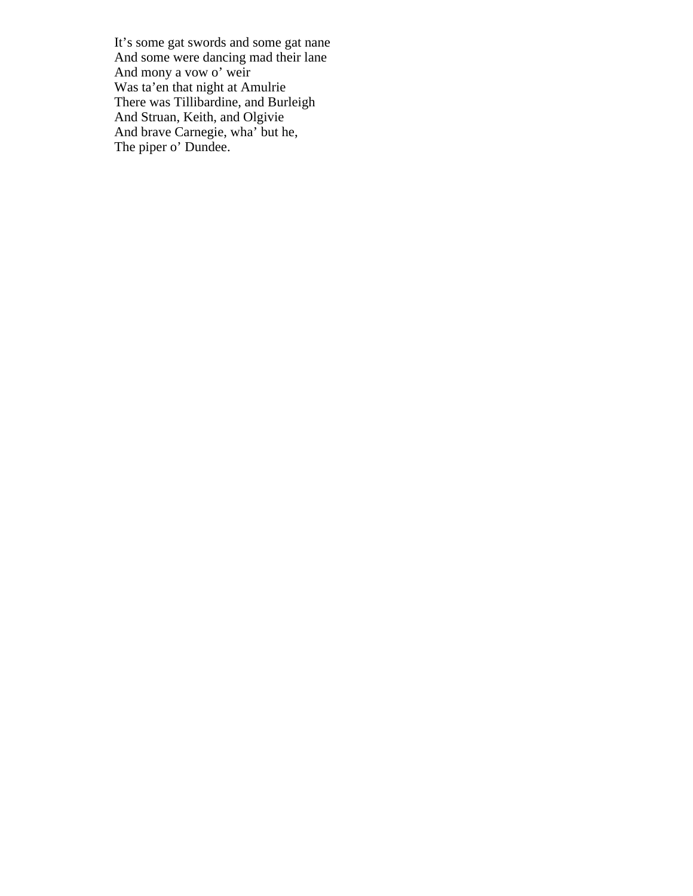It’s some gat swords and some gat nane
And some were dancing mad their lane
And mony a vow o’ weir
Was ta’en that night at Amulrie
There was Tillibardine, and Burleigh
And Struan, Keith, and Olgivie
And brave Carnegie, wha’ but he,
The piper o’ Dundee.